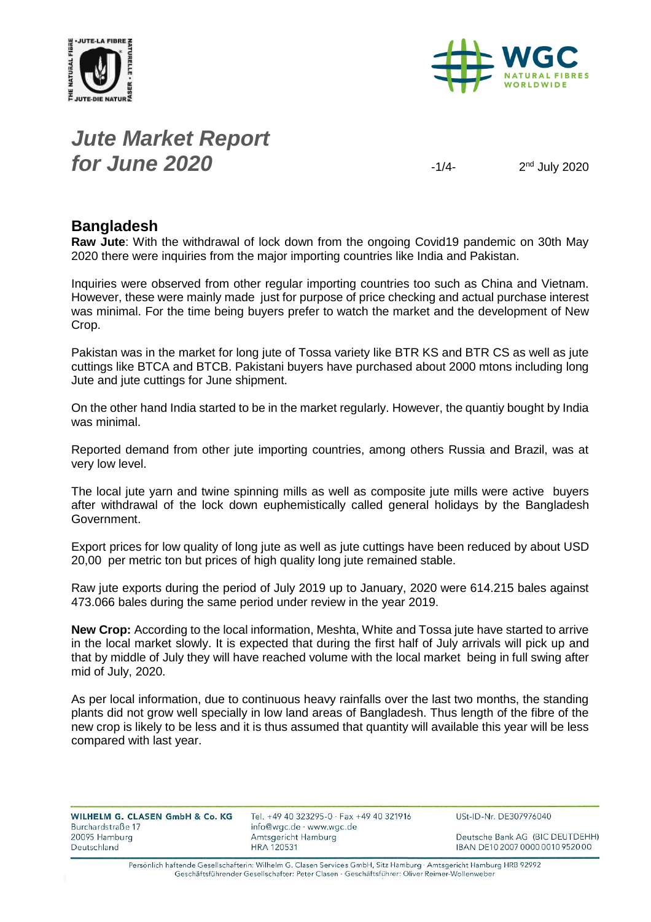# *Jute Market Report for June 2020*

2nd July 2020

## Bangladesh

**Raw Jute**: With the withdrawal of lock down from the ongoing Covid19 pandemic on 30th May 2020 there were inquiries from the major importing countries like India and Pakistan.

Inquiries were observed from other regular importing countries too such as China and Vietnam. However, these were mainly made just for purpose of price checking and actual purchase interest was minimal. For the time being buyers prefer to watch the market and the development of New Crop.

Pakistan was in the market for long jute of Tossa variety like BTR KS and BTR CS as well as jute cuttings like BTCA and BTCB. Pakistani buyers have purchased about 2000 mtons including long Jute and jute cuttings for June shipment.

On the other hand India started to be in the market regularly. However, the quantiy bought by India was minimal.

Reported demand from other jute importing countries, among others Russia and Brazil, was at very low level.

The local jute yarn and twine spinning mills as well as composite jute mills were active buyers after withdrawal of the lock down euphemistically called general holidays by the Bangladesh Government.

Export prices for low quality of long jute as well as jute cuttings have been reduced by about USD 20,00 per metric ton but prices of high quality long jute remained stable.

Raw jute exports during the period of July 2019 up to January, 2020 were 614.215 bales against 473.066 bales during the same period under review in the year 2019.

**New Crop:** According to the local information, Meshta, White and Tossa jute have started to arrive in the local market slowly. It is expected that during the first half of July arrivals will pick up and that by middle of July they will have reached volume with the local market being in full swing after mid of July, 2020.

As per local information, due to continuous heavy rainfalls over the last two months, the standing plants did not grow well specially in low land areas of Bangladesh. Thus length of the fibre of the new crop is likely to be less and it is thus assumed that quantity will available this year will be less compared with last year.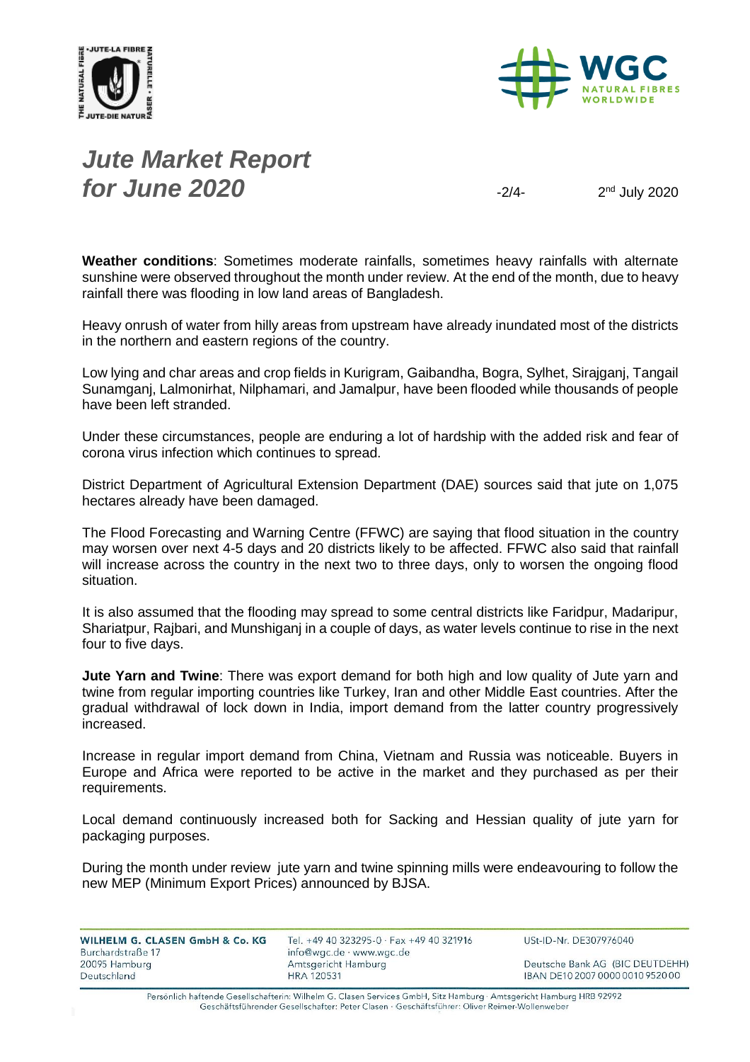**Weather conditions**: Sometimes moderate rainfalls, sometimes heavy rainfalls with alternate sunshine were observed throughout the month under review. At the end of the month, due to heavy rainfall there was flooding in low land areas of Bangladesh.

Heavy onrush of water from hilly areas from upstream have already inundated most of the districts in the northern and eastern regions of the country.

Low lying and char areas and crop fields in Kurigram, Gaibandha, Bogra, Sylhet, Sirajganj, Tangail Sunamganj, Lalmonirhat, Nilphamari, and Jamalpur, have been flooded while thousands of people have been left stranded.

Under these circumstances, people are enduring a lot of hardship with the added risk and fear of corona virus infection which continues to spread.

District Department of Agricultural Extension Department (DAE) sources said that jute on 1,075 hectares already have been damaged.

The Flood Forecasting and Warning Centre (FFWC) are saying that flood situation in the country may worsen over next 4-5 days and 20 districts likely to be affected. FFWC also said that rainfall will increase across the country in the next two to three days, only to worsen the ongoing flood situation.

It is also assumed that the flooding may spread to some central districts like Faridpur, Madaripur, Shariatpur, Rajbari, and Munshiganj in a couple of days, as water levels continue to rise in the next four to five days.

**Jute Yarn and Twine**: There was export demand for both high and low quality of Jute yarn and twine from regular importing countries like Turkey, Iran and other Middle East countries. After the gradual withdrawal of lock down in India, import demand from the latter country progressively increased.

Increase in regular import demand from China, Vietnam and Russia was noticeable. Buyers in Europe and Africa were reported to be active in the market and they purchased as per their requirements.

Local demand continuously increased both for Sacking and Hessian quality of jute yarn for packaging purposes.

During the month under review jute yarn and twine spinning mills were endeavouring to follow the new MEP (Minimum Export Prices) announced by BJSA.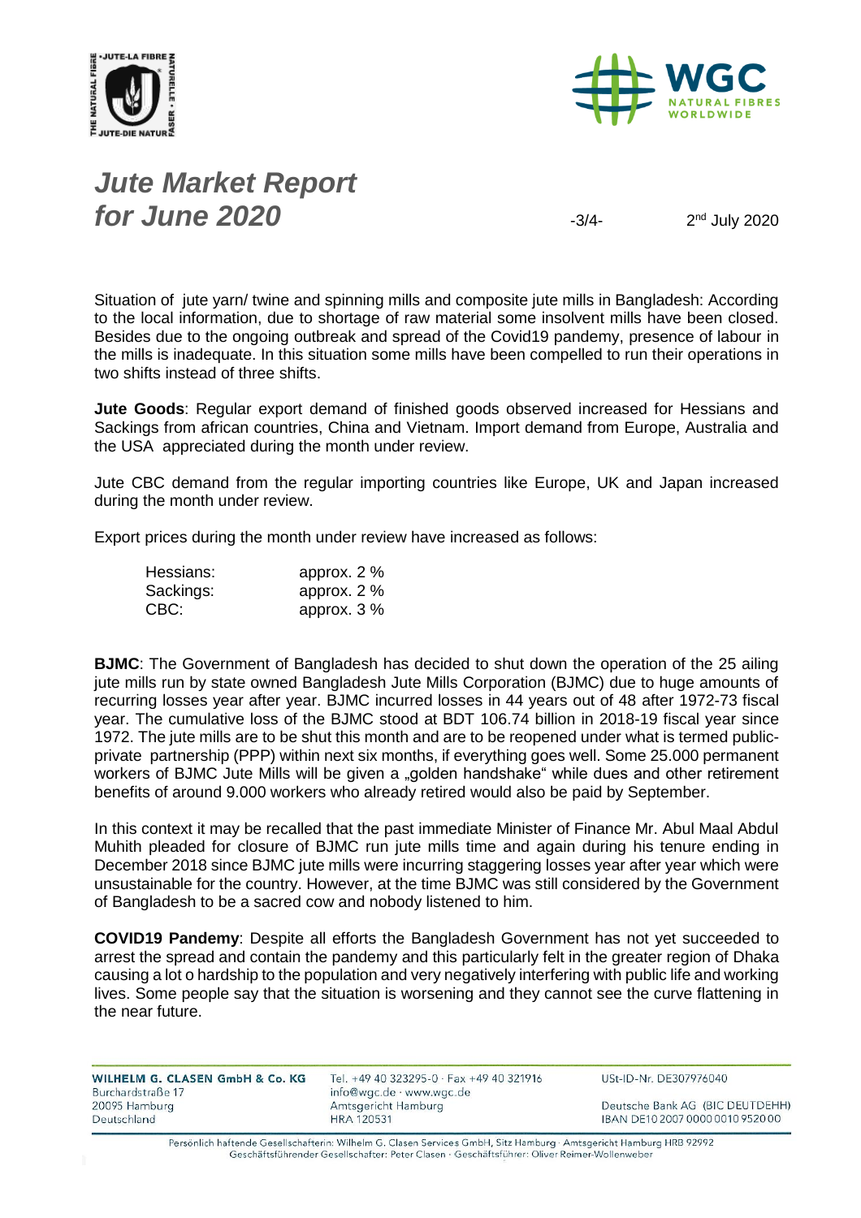Situation of jute yarn/ twine and spinning mills and composite jute mills in Bangladesh: According to the local information, due to shortage of raw material some insolvent mills have been closed. Besides due to the ongoing outbreak and spread of the Covid19 pandemy, presence of labour in the mills is inadequate. In this situation some mills have been compelled to run their operations in two shifts instead of three shifts.

**Jute Goods**: Regular export demand of finished goods observed increased for Hessians and Sackings from african countries, China and Vietnam. Import demand from Europe, Australia and the USA appreciated during the month under review.

Jute CBC demand from the regular importing countries like Europe, UK and Japan increased during the month under review.

Export prices during the month under review have increased as follows:

| | |
|---|---|
| Hessians: | approx. 2 % |
| Sackings: | approx. 2 % |
| CBC: | approx. 3 % |

**BJMC**: The Government of Bangladesh has decided to shut down the operation of the 25 ailing jute mills run by state owned Bangladesh Jute Mills Corporation (BJMC) due to huge amounts of recurring losses year after year. BJMC incurred losses in 44 years out of 48 after 1972-73 fiscal year. The cumulative loss of the BJMC stood at BDT 106.74 billion in 2018-19 fiscal year since 1972. The jute mills are to be shut this month and are to be reopened under what is termed public-private partnership (PPP) within next six months, if everything goes well. Some 25.000 permanent workers of BJMC Jute Mills will be given a „golden handshake“ while dues and other retirement benefits of around 9.000 workers who already retired would also be paid by September.

In this context it may be recalled that the past immediate Minister of Finance Mr. Abul Maal Abdul Muhith pleaded for closure of BJMC run jute mills time and again during his tenure ending in December 2018 since BJMC jute mills were incurring staggering losses year after year which were unsustainable for the country. However, at the time BJMC was still considered by the Government of Bangladesh to be a sacred cow and nobody listened to him.

**COVID19 Pandemy**: Despite all efforts the Bangladesh Government has not yet succeeded to arrest the spread and contain the pandemy and this particularly felt in the greater region of Dhaka causing a lot o hardship to the population and very negatively interfering with public life and working lives. Some people say that the situation is worsening and they cannot see the curve flattening in the near future.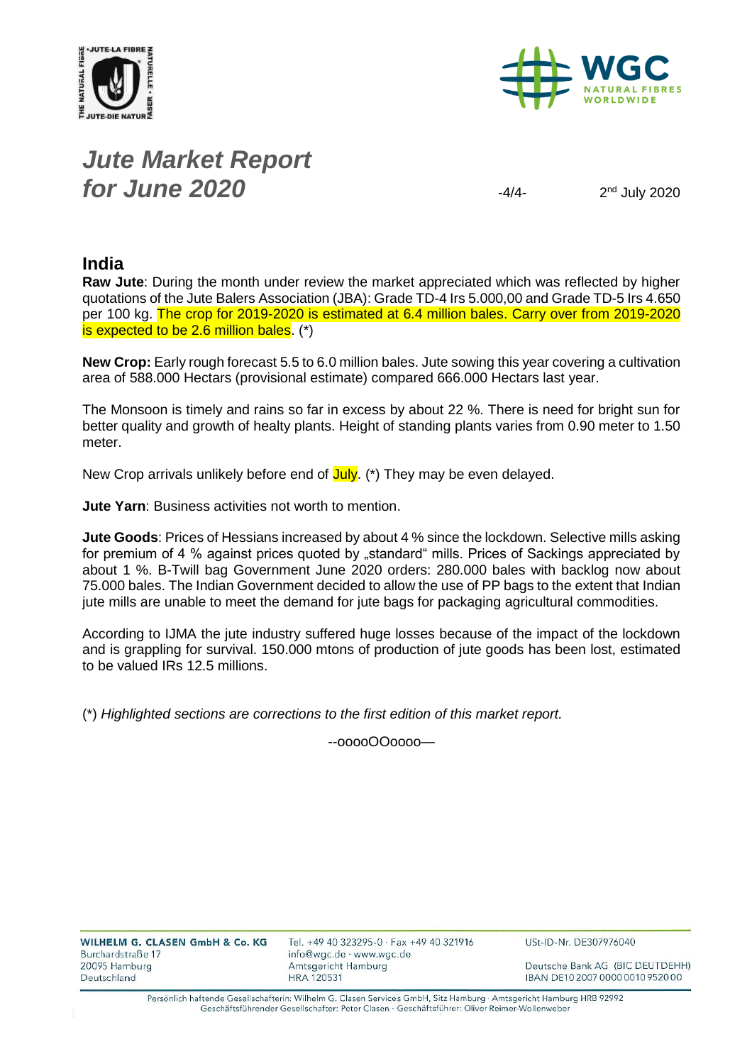## Jute Market Report for June 2020

2nd July 2020

### India

**Raw Jute**: During the month under review the market appreciated which was reflected by higher quotations of the Jute Balers Association (JBA): Grade TD-4 Irs 5.000,00 and Grade TD-5 Irs 4.650 per 100 kg. The crop for 2019-2020 is estimated at 6.4 million bales. Carry over from 2019-2020 is expected to be 2.6 million bales. (*)

**New Crop:** Early rough forecast 5.5 to 6.0 million bales. Jute sowing this year covering a cultivation area of 588.000 Hectars (provisional estimate) compared 666.000 Hectars last year.

The Monsoon is timely and rains so far in excess by about 22 %. There is need for bright sun for better quality and growth of healty plants. Height of standing plants varies from 0.90 meter to 1.50 meter.

New Crop arrivals unlikely before end of July. (*) They may be even delayed.

**Jute Yarn**: Business activities not worth to mention.

**Jute Goods**: Prices of Hessians increased by about 4 % since the lockdown. Selective mills asking for premium of 4 % against prices quoted by „standard" mills. Prices of Sackings appreciated by about 1 %. B-Twill bag Government June 2020 orders: 280.000 bales with backlog now about 75.000 bales. The Indian Government decided to allow the use of PP bags to the extent that Indian jute mills are unable to meet the demand for jute bags for packaging agricultural commodities.

According to IJMA the jute industry suffered huge losses because of the impact of the lockdown and is grappling for survival. 150.000 mtons of production of jute goods has been lost, estimated to be valued IRs 12.5 millions.

(*) *Highlighted sections are corrections to the first edition of this market report.*

--ooooOOoooo—

WILHELM G. CLASEN GmbH & Co. KG
Burchardstraße 17
20095 Hamburg
Deutschland

Tel. +49 40 323295-0 · Fax +49 40 321916
info@wgc.de · www.wgc.de
Amtsgericht Hamburg
HRA 120531

USt-ID-Nr. DE307976040

Deutsche Bank AG (BIC DEUTDEHH)
IBAN DE10 2007 0000 0010 9520 00

Persönlich haftende Gesellschafterin: Wilhelm G. Clasen Services GmbH, Sitz Hamburg · Amtsgericht Hamburg HRB 92992
Geschäftsführender Gesellschafter: Peter Clasen · Geschäftsführer: Oliver Reimer-Wollenweber